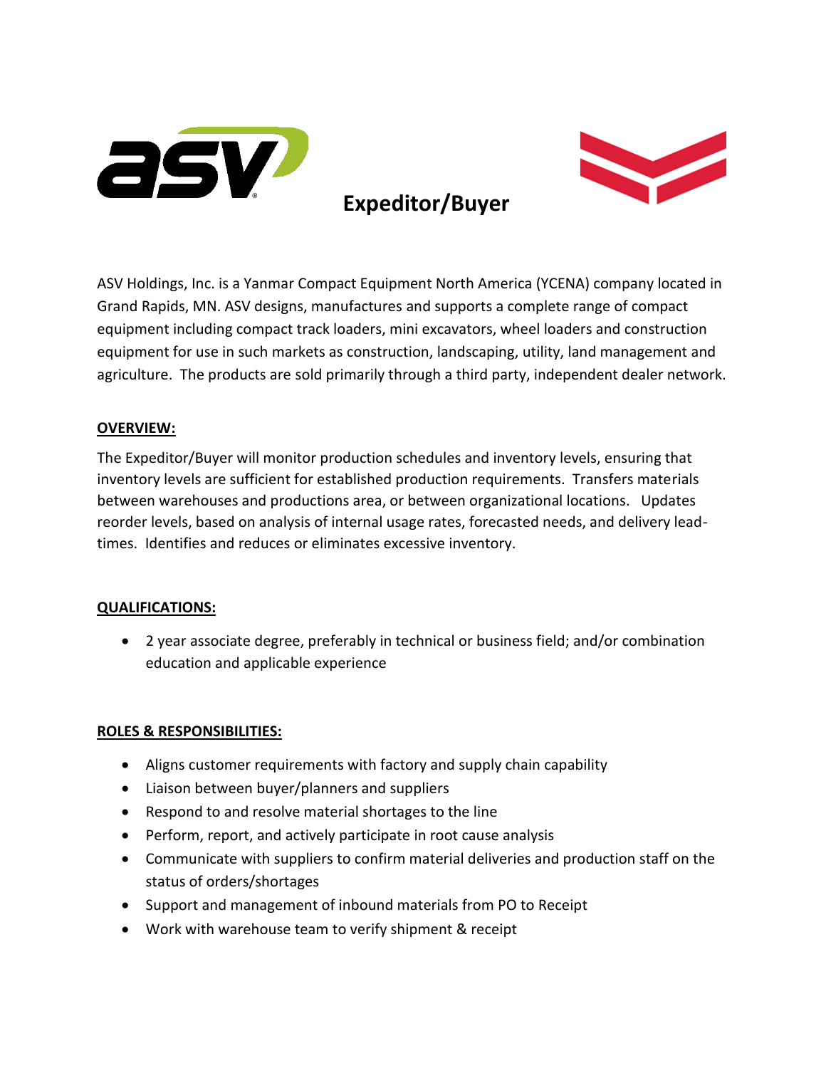# Expeditor/Buyer

ASV Holdings, Inc. is a Yanmar Compact Equipment North America (YCENA) company located in Grand Rapids, MN. ASV designs, manufactures and supports a complete range of compact equipment including compact track loaders, mini excavators, wheel loaders and construction equipment for use in such markets as construction, landscaping, utility, land management and agriculture. The products are sold primarily through a third party, independent dealer network.

## OVERVIEW:

The Expeditor/Buyer will monitor production schedules and inventory levels, ensuring that inventory levels are sufficient for established production requirements. Transfers materials between warehouses and productions area, or between organizational locations. Updates reorder levels, based on analysis of internal usage rates, forecasted needs, and delivery lead-times. Identifies and reduces or eliminates excessive inventory.

## QUALIFICATIONS:

- 2 year associate degree, preferably in technical or business field; and/or combination education and applicable experience

## ROLES & RESPONSIBILITIES:

- Aligns customer requirements with factory and supply chain capability
- Liaison between buyer/planners and suppliers
- Respond to and resolve material shortages to the line
- Perform, report, and actively participate in root cause analysis
- Communicate with suppliers to confirm material deliveries and production staff on the status of orders/shortages
- Support and management of inbound materials from PO to Receipt
- Work with warehouse team to verify shipment & receipt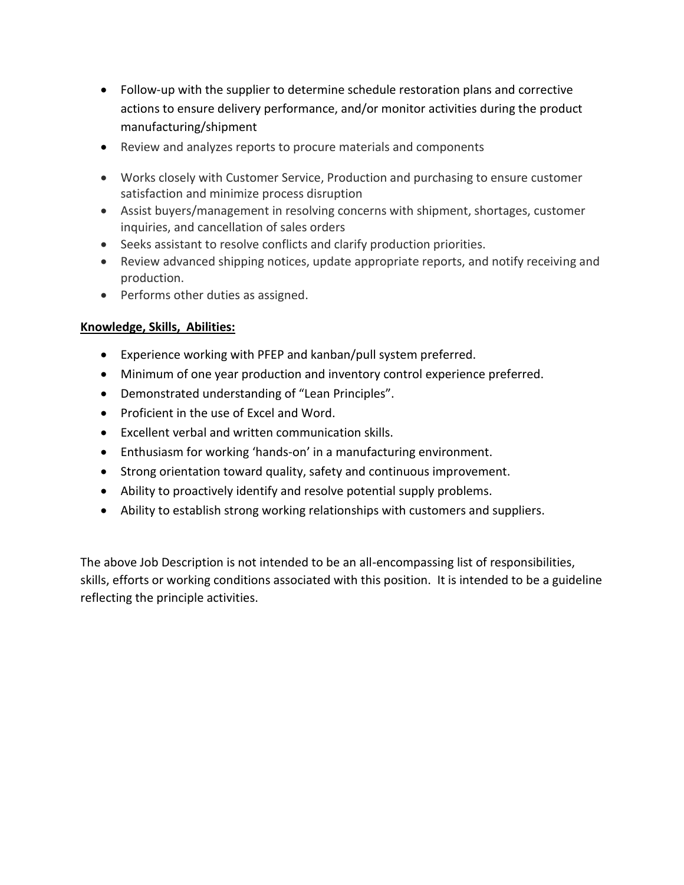- Follow-up with the supplier to determine schedule restoration plans and corrective actions to ensure delivery performance, and/or monitor activities during the product manufacturing/shipment
- Review and analyzes reports to procure materials and components
- Works closely with Customer Service, Production and purchasing to ensure customer satisfaction and minimize process disruption
- Assist buyers/management in resolving concerns with shipment, shortages, customer inquiries, and cancellation of sales orders
- Seeks assistant to resolve conflicts and clarify production priorities.
- Review advanced shipping notices, update appropriate reports, and notify receiving and production.
- Performs other duties as assigned.

**Knowledge, Skills, Abilities:**

- Experience working with PFEP and kanban/pull system preferred.
- Minimum of one year production and inventory control experience preferred.
- Demonstrated understanding of "Lean Principles".
- Proficient in the use of Excel and Word.
- Excellent verbal and written communication skills.
- Enthusiasm for working 'hands-on' in a manufacturing environment.
- Strong orientation toward quality, safety and continuous improvement.
- Ability to proactively identify and resolve potential supply problems.
- Ability to establish strong working relationships with customers and suppliers.

The above Job Description is not intended to be an all-encompassing list of responsibilities, skills, efforts or working conditions associated with this position. It is intended to be a guideline reflecting the principle activities.